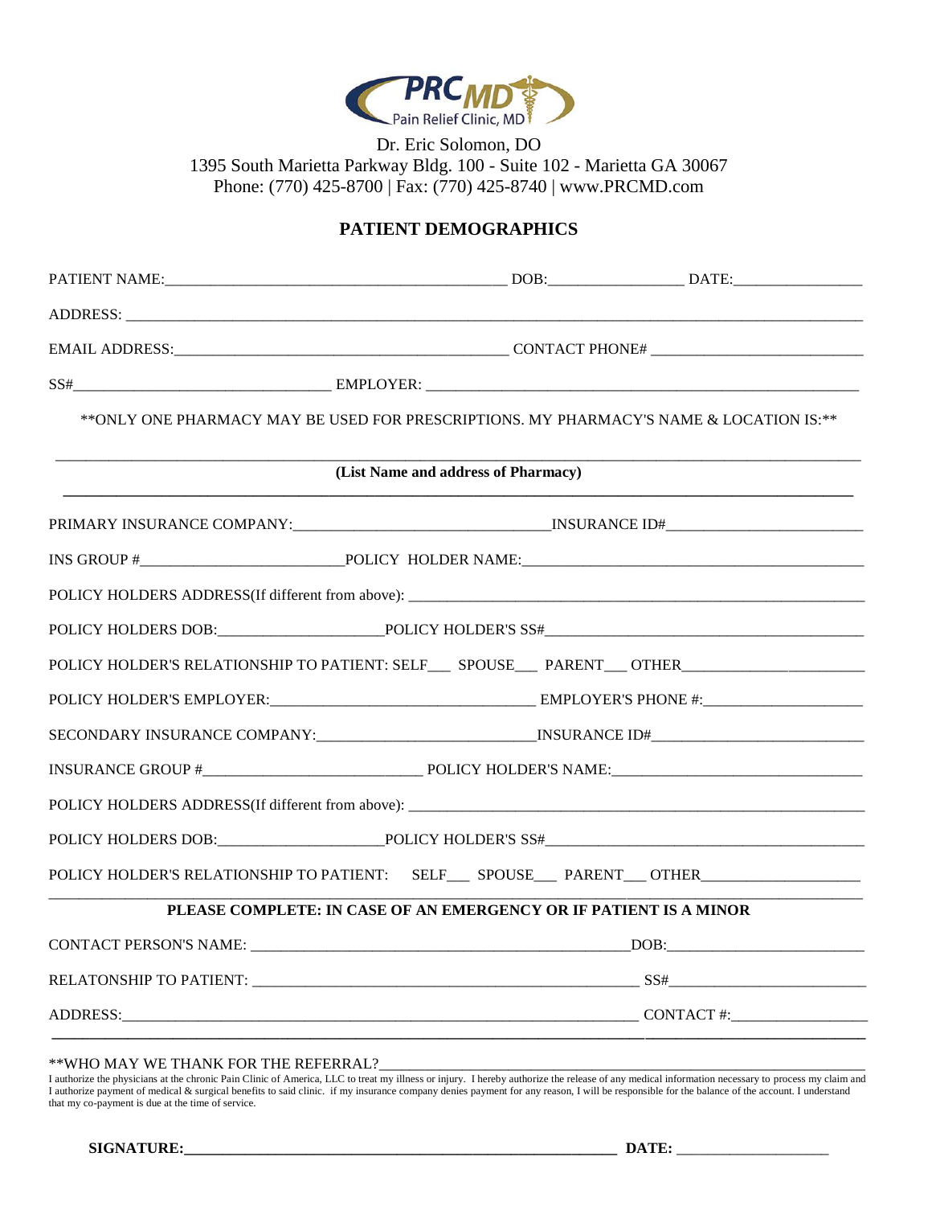PRCMD Pain Relief Clinic, MD

Dr. Eric Solomon, DO
1395 South Marietta Parkway Bldg. 100 - Suite 102 - Marietta GA 30067
Phone: (770) 425-8700 | Fax: (770) 425-8740 | www.PRCMD.com

## PATIENT DEMOGRAPHICS

PATIENT NAME:____________________________________________ DOB:_________________ DATE:_________________

ADDRESS: ____________________________________________________________________________________________

EMAIL ADDRESS:__________________________________________ CONTACT PHONE# ___________________________

SS#________________________________ EMPLOYER: _______________________________________________________

**ONLY ONE PHARMACY MAY BE USED FOR PRESCRIPTIONS. MY PHARMACY'S NAME & LOCATION IS:**

____________________________________________________________________________________________

**(List Name and address of Pharmacy)**

____________________________________________________________________________________________

PRIMARY INSURANCE COMPANY:________________________________INSURANCE ID#_________________________

INS GROUP #__________________________POLICY HOLDER NAME:____________________________________________

POLICY HOLDERS ADDRESS(If different from above): _____________________________________________________

POLICY HOLDERS DOB:_____________________POLICY HOLDER'S SS#_________________________________________

POLICY HOLDER'S RELATIONSHIP TO PATIENT: SELF___ SPOUSE___ PARENT___ OTHER______________________

POLICY HOLDER'S EMPLOYER:_________________________________ EMPLOYER'S PHONE #:____________________

SECONDARY INSURANCE COMPANY:____________________________INSURANCE ID#___________________________

INSURANCE GROUP #___________________________ POLICY HOLDER'S NAME:_______________________________

POLICY HOLDERS ADDRESS(If different from above): _____________________________________________________

POLICY HOLDERS DOB:_____________________POLICY HOLDER'S SS#_________________________________________

POLICY HOLDER'S RELATIONSHIP TO PATIENT: SELF___ SPOUSE___ PARENT___ OTHER____________________

### PLEASE COMPLETE: IN CASE OF AN EMERGENCY OR IF PATIENT IS A MINOR

CONTACT PERSON'S NAME: _________________________________________________DOB:_________________________

RELATONSHIP TO PATIENT: ___________________________________________________ SS#_________________________

ADDRESS:______________________________________________________________________ CONTACT #:_________________

**WHO MAY WE THANK FOR THE REFERRAL?**_____________________________________________________________

I authorize the physicians at the chronic Pain Clinic of America, LLC to treat my illness or injury. I hereby authorize the release of any medical information necessary to process my claim and I authorize payment of medical & surgical benefits to said clinic. if my insurance company denies payment for any reason, I will be responsible for the balance of the account. I understand that my co-payment is due at the time of service.

**SIGNATURE:**_________________________________________________________ **DATE:** ____________________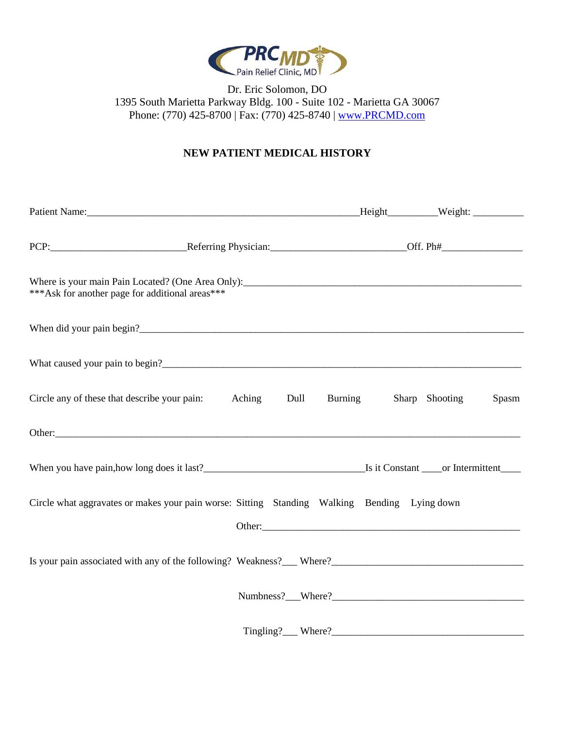PRCMD Pain Relief Clinic, MD

Dr. Eric Solomon, DO
1395 South Marietta Parkway Bldg. 100 - Suite 102 - Marietta GA 30067
Phone: (770) 425-8700 | Fax: (770) 425-8740 | www.PRCMD.com

## NEW PATIENT MEDICAL HISTORY

Patient Name:______________________________________________________Height_________Weight: __________

PCP:___________________________Referring Physician:___________________________Off. Ph#________________

Where is your main Pain Located? (One Area Only):_______________________________________________________
***Ask for another page for additional areas***

When did your pain begin?_________________________________________________________________________

What caused your pain to begin?_____________________________________________________________________

Circle any of these that describe your pain: Aching Dull Burning Sharp Shooting Spasm

Other:___________________________________________________________________________________________

When you have pain,how long does it last?________________________________Is it Constant ____or Intermittent____

Circle what aggravates or makes your pain worse: Sitting Standing Walking Bending Lying down

Other:____________________________________________________

Is your pain associated with any of the following? Weakness?___ Where?______________________________________

Numbness?___Where?______________________________________

Tingling?___ Where?______________________________________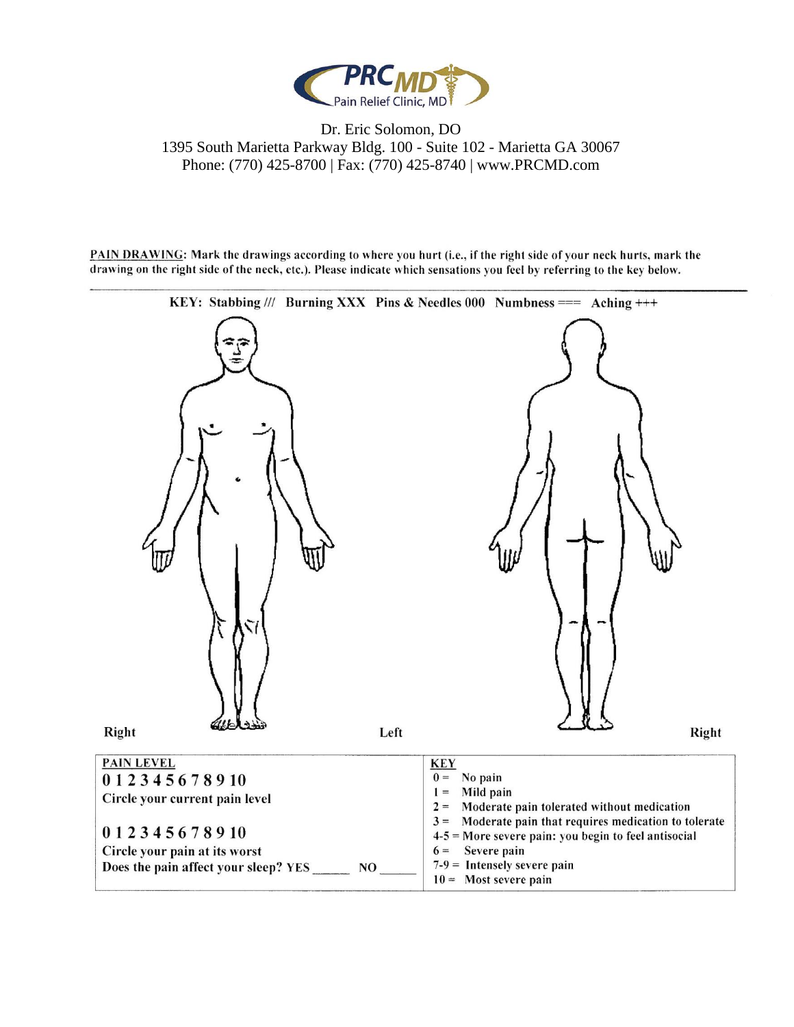PRCMD Pain Relief Clinic, MD

Dr. Eric Solomon, DO
1395 South Marietta Parkway Bldg. 100 - Suite 102 - Marietta GA 30067
Phone: (770) 425-8700 | Fax: (770) 425-8740 | www.PRCMD.com

**PAIN DRAWING:** Mark the drawings according to where you hurt (i.e., if the right side of your neck hurts, mark the drawing on the right side of the neck, etc.). Please indicate which sensations you feel by referring to the key below.

**KEY: Stabbing /// Burning XXX Pins & Needles 000 Numbness === Aching +++**

Right Left Right

| PAIN LEVEL | KEY |
|---|---|
| 0 1 2 3 4 5 6 7 8 9 10 | 0 = No pain |
| Circle your current pain level | 1 = Mild pain |
| | 2 = Moderate pain tolerated without medication |
| | 3 = Moderate pain that requires medication to tolerate |
| 0 1 2 3 4 5 6 7 8 9 10 | 4-5 = More severe pain: you begin to feel antisocial |
| Circle your pain at its worst | 6 = Severe pain |
| Does the pain affect your sleep? YES _____ NO _____ | 7-9 = Intensely severe pain |
| | 10 = Most severe pain |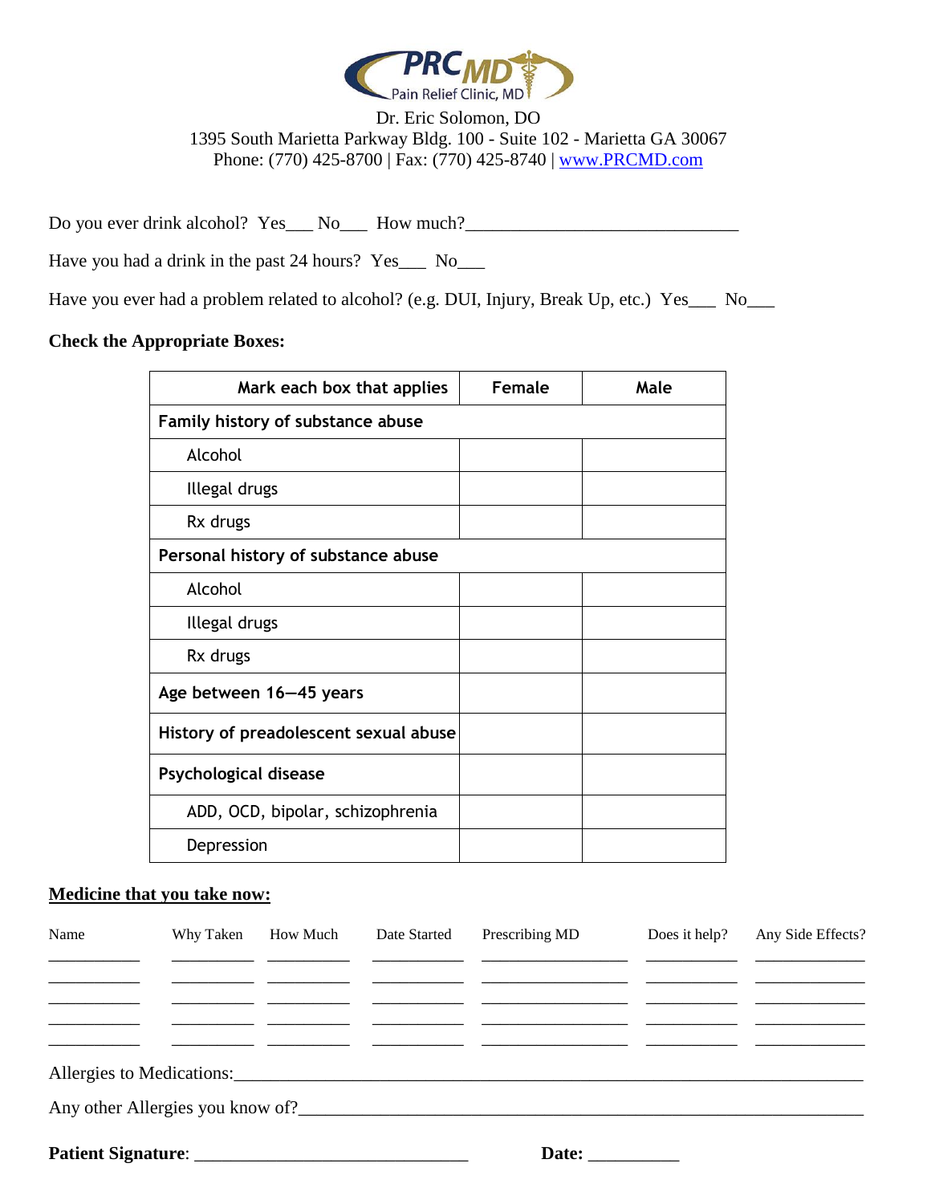PRC MD Pain Relief Clinic, MD

Dr. Eric Solomon, DO
1395 South Marietta Parkway Bldg. 100 - Suite 102 - Marietta GA 30067
Phone: (770) 425-8700 | Fax: (770) 425-8740 | www.PRCMD.com

Do you ever drink alcohol? Yes___ No___ How much?______________________________

Have you had a drink in the past 24 hours? Yes___ No___

Have you ever had a problem related to alcohol? (e.g. DUI, Injury, Break Up, etc.) Yes___ No___

**Check the Appropriate Boxes:**

| Mark each box that applies | Female | Male |
|---|---|---|
| **Family history of substance abuse** | | |
| Alcohol | | |
| Illegal drugs | | |
| Rx drugs | | |
| **Personal history of substance abuse** | | |
| Alcohol | | |
| Illegal drugs | | |
| Rx drugs | | |
| **Age between 16—45 years** | | |
| **History of preadolescent sexual abuse** | | |
| **Psychological disease** | | |
| ADD, OCD, bipolar, schizophrenia | | |
| Depression | | |

**Medicine that you take now:**

| Name | Why Taken | How Much | Date Started | Prescribing MD | Does it help? | Any Side Effects? |
|---|---|---|---|---|---|---|
| | | | | | | |
| | | | | | | |
| | | | | | | |
| | | | | | | |
| | | | | | | |

Allergies to Medications:_______________________________________________________________

Any other Allergies you know of?__________________________________________________________

**Patient Signature**: ______________________________ **Date:** __________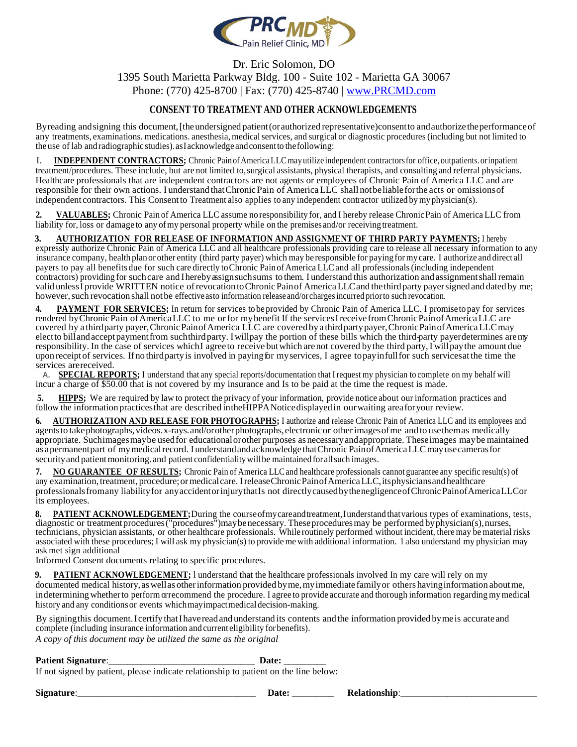Dr. Eric Solomon, DO
1395 South Marietta Parkway Bldg. 100 - Suite 102 - Marietta GA 30067
Phone: (770) 425-8700 | Fax: (770) 425-8740 | www.PRCMD.com

## CONSENT TO TREATMENT AND OTHER ACKNOWLEDGEMENTS

By reading and signing this document, [the undersigned patient (or authorized representative) consent to and authorize the performance of any treatments, examinations. medications. anesthesia, medical services, and surgical or diagnostic procedures (including but not limited to the use of lab and radiographic studies). as I acknowledge and consent to the following:

I. **INDEPENDENT CONTRACTORS;** Chronic Pain of America LLC may utilize independent contractors for office, outpatients. or inpatient treatment/procedures. These include, but are not limited to, surgical assistants, physical therapists, and consulting and referral physicians. Healthcare professionals that are independent contractors are not agents or employees of Chronic Pain of America LLC and are responsible for their own actions. I understand that Chronic Pain of America LLC shall not be liable for the acts or omissions of independent contractors. This Consent to Treatment also applies to any independent contractor utilized by my physician(s).

2. **VALUABLES;** Chronic Pain of America LLC assume no responsibility for, and I hereby release Chronic Pain of America LLC from liability for, loss or damage to any of my personal property while on the premises and/or receiving treatment.

3. **AUTHORIZATION FOR RELEASE OF INFORMATION AND ASSIGNMENT OF THIRD PARTY PAYMENTS;** I hereby expressly authorize Chronic Pain of America LLC and all healthcare professionals providing care to release all necessary information to any insurance company, health plan or other entity (third party payer) which may be responsible for paying for my care. I authorize and direct all payers to pay all benefits due for such care directly to Chronic Pain of America LLC and all professionals (including independent contractors) providing for such care and I hereby assign such sums to them. I understand this authorization and assignment shall remain valid unless I provide WRITTEN notice of revocation to Chronic Pain of America LLC and the third party payer signed and dated by me; however, such revocation shall not be effective as to information release and/or charges incurred prior to such revocation.

4. **PAYMENT FOR SERVICES;** In return for services to be provided by Chronic Pain of America LLC. I promise to pay for services rendered by Chronic Pain of America LLC to me or for my benefit If the services I receive from Chronic Pain of America LLC are covered by a third party payer, Chronic Pain of America LLC are covered by a third party payer, Chronic Pain of America LLC may elect to bill and accept payment from such third party. I will pay the portion of these bills which the third-party payer determines are my responsibility. In the case of services which I agree to receive but which are not covered by the third party, I will pay the amount due upon receipt of services. If no third party is involved in paying for my services, I agree to pay in full for such services at the time the services are received.

A. **SPECIAL REPORTS;** I understand that any special reports/documentation that I request my physician to complete on my behalf will incur a charge of $50.00 that is not covered by my insurance and Is to be paid at the time the request is made.

5. **HIPPS;** We are required by law to protect the privacy of your information, provide notice about our information practices and follow the information practices that are described in the HIPPA Notice displayed in our waiting area for your review.

6. **AUTHORIZATION AND RELEASE FOR PHOTOGRAPHS;** I authorize and release Chronic Pain of America LLC and its employees and agents to take photographs, videos. x-rays. and/or other photographs, electronic or other images of me and to use them as medically appropriate. Such images may be used for educational or other purposes as necessary and appropriate. These images may be maintained as a permanent part of my medical record. I understand and acknowledge that Chronic Pain of America LLC may use cameras for security and patient monitoring. and patient confidentiality will be maintained for all such images.

7. **NO GUARANTEE OF RESULTS;** Chronic Pain of America LLC and healthcare professionals cannot guarantee any specific result(s) of any examination, treatment, procedure; or medical care. I release Chronic Pain of America LLC, its physicians and healthcare professionals from any liability for any accident or injury that Is not directly caused by the negligence of Chronic Pain of America LLC or its employees.

8. **PATIENT ACKNOWLEDGEMENT;** During the course of my care and treatment, I understand that various types of examinations, tests, diagnostic or treatment procedures ("procedures") may be necessary. These procedures may be performed by physician(s), nurses, technicians, physician assistants, or other healthcare professionals. While routinely performed without incident, there may be material risks associated with these procedures; I will ask my physician(s) to provide me with additional information. 1 also understand my physician may ask met sign additional
Informed Consent documents relating to specific procedures.

9. **PATIENT ACKNOWLEDGEMENT;** l understand that the healthcare professionals involved In my care will rely on my documented medical history, as well as other information provided by me, my immediate family or others having information about me, in determining whether to perform or recommend the procedure. I agree to provide accurate and thorough information regarding my medical history and any conditions or events which may impact medical decision-making.

By signing this document. I certify that I have read and understand its contents and the information provided by me is accurate and complete (including insurance information and current eligibility for benefits).
*A copy of this document may be utilized the same as the original*

**Patient Signature**:_______________________________ **Date:** _________
If not signed by patient, please indicate relationship to patient on the line below:

**Signature**:_______________________________________ **Date:** _________ **Relationship**:_____________________________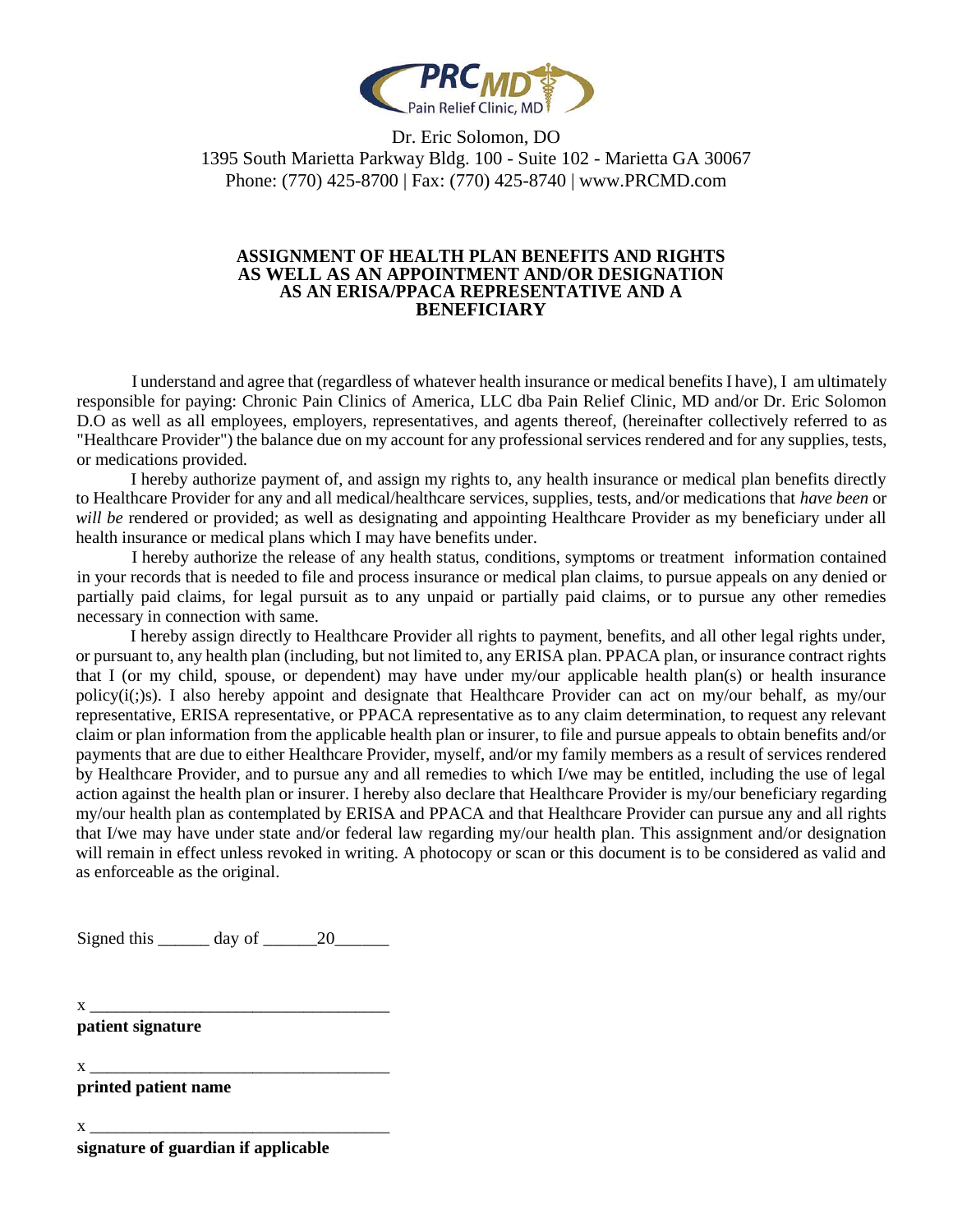PRC MD
Pain Relief Clinic, MD

Dr. Eric Solomon, DO
1395 South Marietta Parkway Bldg. 100 - Suite 102 - Marietta GA 30067
Phone: (770) 425-8700 | Fax: (770) 425-8740 | www.PRCMD.com

## ASSIGNMENT OF HEALTH PLAN BENEFITS AND RIGHTS AS WELL AS AN APPOINTMENT AND/OR DESIGNATION AS AN ERISA/PPACA REPRESENTATIVE AND A BENEFICIARY

I understand and agree that (regardless of whatever health insurance or medical benefits I have), I am ultimately responsible for paying: Chronic Pain Clinics of America, LLC dba Pain Relief Clinic, MD and/or Dr. Eric Solomon D.O as well as all employees, employers, representatives, and agents thereof, (hereinafter collectively referred to as "Healthcare Provider") the balance due on my account for any professional services rendered and for any supplies, tests, or medications provided.

I hereby authorize payment of, and assign my rights to, any health insurance or medical plan benefits directly to Healthcare Provider for any and all medical/healthcare services, supplies, tests, and/or medications that *have been* or *will be* rendered or provided; as well as designating and appointing Healthcare Provider as my beneficiary under all health insurance or medical plans which I may have benefits under.

I hereby authorize the release of any health status, conditions, symptoms or treatment information contained in your records that is needed to file and process insurance or medical plan claims, to pursue appeals on any denied or partially paid claims, for legal pursuit as to any unpaid or partially paid claims, or to pursue any other remedies necessary in connection with same.

I hereby assign directly to Healthcare Provider all rights to payment, benefits, and all other legal rights under, or pursuant to, any health plan (including, but not limited to, any ERISA plan. PPACA plan, or insurance contract rights that I (or my child, spouse, or dependent) may have under my/our applicable health plan(s) or health insurance policy(i(;)s). I also hereby appoint and designate that Healthcare Provider can act on my/our behalf, as my/our representative, ERISA representative, or PPACA representative as to any claim determination, to request any relevant claim or plan information from the applicable health plan or insurer, to file and pursue appeals to obtain benefits and/or payments that are due to either Healthcare Provider, myself, and/or my family members as a result of services rendered by Healthcare Provider, and to pursue any and all remedies to which I/we may be entitled, including the use of legal action against the health plan or insurer. I hereby also declare that Healthcare Provider is my/our beneficiary regarding my/our health plan as contemplated by ERISA and PPACA and that Healthcare Provider can pursue any and all rights that I/we may have under state and/or federal law regarding my/our health plan. This assignment and/or designation will remain in effect unless revoked in writing. A photocopy or scan or this document is to be considered as valid and as enforceable as the original.

Signed this ______ day of ______20______

x ___________________________________
**patient signature**

x ___________________________________
**printed patient name**

x ___________________________________
**signature of guardian if applicable**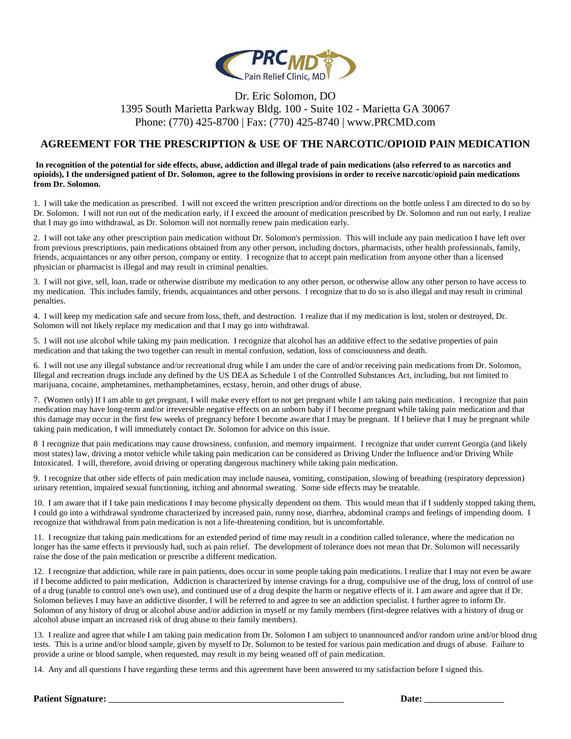PRC MD Pain Relief Clinic, MD

Dr. Eric Solomon, DO
1395 South Marietta Parkway Bldg. 100 - Suite 102 - Marietta GA 30067
Phone: (770) 425-8700 | Fax: (770) 425-8740 | www.PRCMD.com

## AGREEMENT FOR THE PRESCRIPTION & USE OF THE NARCOTIC/OPIOID PAIN MEDICATION

**In recognition of the potential for side effects, abuse, addiction and illegal trade of pain medications (also referred to as narcotics and opioids), I the undersigned patient of Dr. Solomon, agree to the following provisions in order to receive narcotic/opioid pain medications from Dr. Solomon.**

1. I will take the medication as prescribed. I will not exceed the written prescription and/or directions on the bottle unless I am directed to do so by Dr. Solomon. I will not run out of the medication early, if I exceed the amount of medication prescribed by Dr. Solomon and run out early, I realize that I may go into withdrawal, as Dr. Solomon will not normally renew pain medication early.

2. I will not take any other prescription pain medication without Dr. Solomon's permission. This will include any pain medication I have left over from previous prescriptions, pain medications obtained from any other person, including doctors, pharmacists, other health professionals, family, friends, acquaintances or any other person, company or entity. I recognize that to accept pain medication from anyone other than a licensed physician or pharmacist is illegal and may result in criminal penalties.

3. I will not give, sell, loan, trade or otherwise distribute my medication to any other person, or otherwise allow any other person to have access to my medication. This includes family, friends, acquaintances and other persons. I recognize that to do so is also illegal and may result in criminal penalties.

4. I will keep my medication safe and secure from loss, theft, and destruction. I realize that if my medication is lost, stolen or destroyed, Dr. Solomon will not likely replace my medication and that I may go into withdrawal.

5. I will not use alcohol while taking my pain medication. I recognize that alcohol has an additive effect to the sedative properties of pain medication and that taking the two together can result in mental confusion, sedation, loss of consciousness and death.

6. I will not use any illegal substance and/or recreational drug while I am under the care of and/or receiving pain medications from Dr. Solomon, Illegal and recreation drugs include any defined by the US DEA as Schedule 1 of the Controlled Substances Act, including, but not limited to marijuana, cocaine, amphetamines, methamphetamines, ecstasy, heroin, and other drugs of abuse.

7. (Women only) If I am able to get pregnant, I will make every effort to not get pregnant while I am taking pain medication. I recognize that pain medication may have long-term and/or irreversible negative effects on an unborn baby if I become pregnant while taking pain medication and that this damage may occur in the first few weeks of pregnancy before I become aware that I may be pregnant. If I believe that I may be pregnant while taking pain medication, I will immediately contact Dr. Solomon for advice on this issue.

8 I recognize that pain medications may cause drowsiness, confusion, and memory impairment. I recognize that under current Georgia (and likely most states) law, driving a motor vehicle while taking pain medication can be considered as Driving Under the Influence and/or Driving While Intoxicated. I will, therefore, avoid driving or operating dangerous machinery while taking pain medication.

9. I recognize that other side effects of pain medication may include nausea, vomiting, constipation, slowing of breathing (respiratory depression) urinary retention, impaired sexual functioning, itching and abnormal sweating. Some side effects may be treatable.

10. I am aware that if I take pain medications I may become physically dependent on them. This would mean that if I suddenly stopped taking them, I could go into a withdrawal syndrome characterized by increased pain, runny nose, diarrhea, abdominal cramps and feelings of impending doom. I recognize that withdrawal from pain medication is not a life-threatening condition, but is uncomfortable.

11. I recognize that taking pain medications for an extended period of time may result in a condition called tolerance, where the medication no longer has the same effects it previously had, such as pain relief. The development of tolerance does not mean that Dr. Solomon will necessarily raise the dose of the pain medication or prescribe a different medication.

12. I recognize that addiction, while rare in pain patients, does occur in some people taking pain medications. I realize that I may not even be aware if I become addicted to pain medication, Addiction is characterized by intense cravings for a drug, compulsive use of the drug, loss of control of use of a drug (unable to control one's own use), and continued use of a drug despite the harm or negative effects of it. I am aware and agree that if Dr. Solomon believes I may have an addictive disorder, I will be referred to and agree to see an addiction specialist. I further agree to inform Dr. Solomon of any history of drug or alcohol abuse and/or addiction in myself or my family members (first-degree relatives with a history of drug or alcohol abuse impart an increased risk of drug abuse to their family members).

13. I realize and agree that while I am taking pain medication from Dr. Solomon I am subject to unannounced and/or random urine and/or blood drug tests. This is a urine and/or blood sample, given by myself to Dr. Solomon to be tested for various pain medication and drugs of abuse. Failure to provide a urine or blood sample, when requested, may result in my being weaned off of pain medication.

14. Any and all questions I have regarding these terms and this agreement have been answered to my satisfaction before I signed this.

**Patient Signature: ______________________________________** **Date: ________________**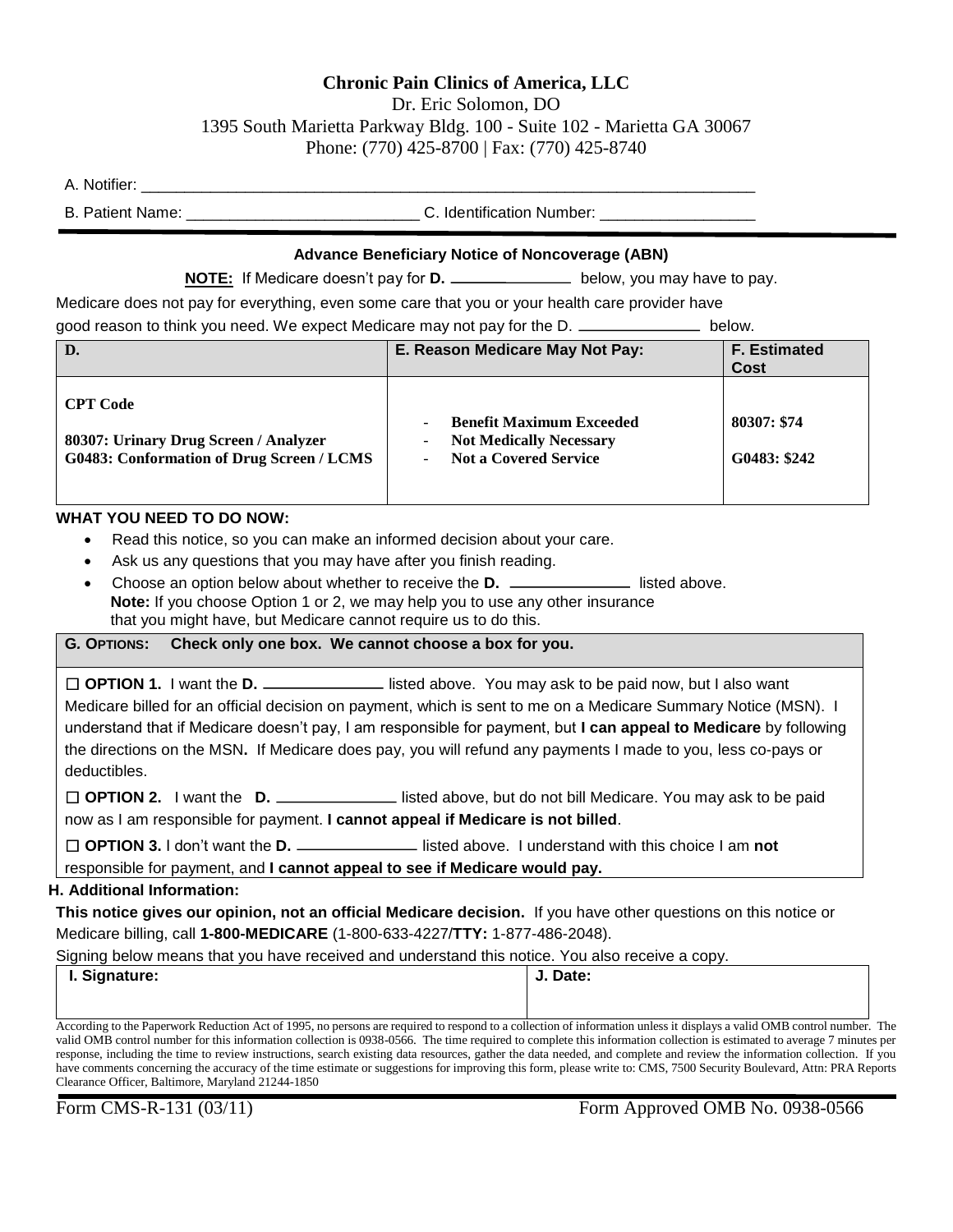**Chronic Pain Clinics of America, LLC**

Dr. Eric Solomon, DO

1395 South Marietta Parkway Bldg. 100 - Suite 102 - Marietta GA 30067

Phone: (770) 425-8700 | Fax: (770) 425-8740

A. Notifier: ___________________________________________________________________________

B. Patient Name: ___________________________ C. Identification Number: __________________

### Advance Beneficiary Notice of Noncoverage (ABN)

**NOTE:** If Medicare doesn't pay for **D.** _______________ below, you may have to pay.

Medicare does not pay for everything, even some care that you or your health care provider have good reason to think you need. We expect Medicare may not pay for the D. _______________ below.

| D. | E. Reason Medicare May Not Pay: | F. Estimated Cost |
|---|---|---|
| **CPT Code**<br>**80307: Urinary Drug Screen / Analyzer**<br>**G0483: Conformation of Drug Screen / LCMS** | - **Benefit Maximum Exceeded**<br>- **Not Medically Necessary**<br>- **Not a Covered Service** | **80307: $74**<br>**G0483: $242** |

**WHAT YOU NEED TO DO NOW:**

- Read this notice, so you can make an informed decision about your care.
- Ask us any questions that you may have after you finish reading.
- Choose an option below about whether to receive the **D.** _______________ listed above.
  **Note:** If you choose Option 1 or 2, we may help you to use any other insurance that you might have, but Medicare cannot require us to do this.

**G. OPTIONS: Check only one box. We cannot choose a box for you.**

☐ **OPTION 1.** I want the **D.** _______________ listed above. You may ask to be paid now, but I also want Medicare billed for an official decision on payment, which is sent to me on a Medicare Summary Notice (MSN). I understand that if Medicare doesn't pay, I am responsible for payment, but **I can appeal to Medicare** by following the directions on the MSN**.** If Medicare does pay, you will refund any payments I made to you, less co-pays or deductibles.

☐ **OPTION 2.** I want the **D.** _______________ listed above, but do not bill Medicare. You may ask to be paid now as I am responsible for payment. **I cannot appeal if Medicare is not billed**.

☐ **OPTION 3.** I don't want the **D.** _______________ listed above. I understand with this choice I am **not** responsible for payment, and **I cannot appeal to see if Medicare would pay.**

**H. Additional Information:**

**This notice gives our opinion, not an official Medicare decision.** If you have other questions on this notice or Medicare billing, call **1-800-MEDICARE** (1-800-633-4227/**TTY:** 1-877-486-2048).

Signing below means that you have received and understand this notice. You also receive a copy.

| I. Signature: | J. Date: |
|---|---|
| | |

According to the Paperwork Reduction Act of 1995, no persons are required to respond to a collection of information unless it displays a valid OMB control number. The valid OMB control number for this information collection is 0938-0566. The time required to complete this information collection is estimated to average 7 minutes per response, including the time to review instructions, search existing data resources, gather the data needed, and complete and review the information collection. If you have comments concerning the accuracy of the time estimate or suggestions for improving this form, please write to: CMS, 7500 Security Boulevard, Attn: PRA Reports Clearance Officer, Baltimore, Maryland 21244-1850

Form CMS-R-131 (03/11) Form Approved OMB No. 0938-0566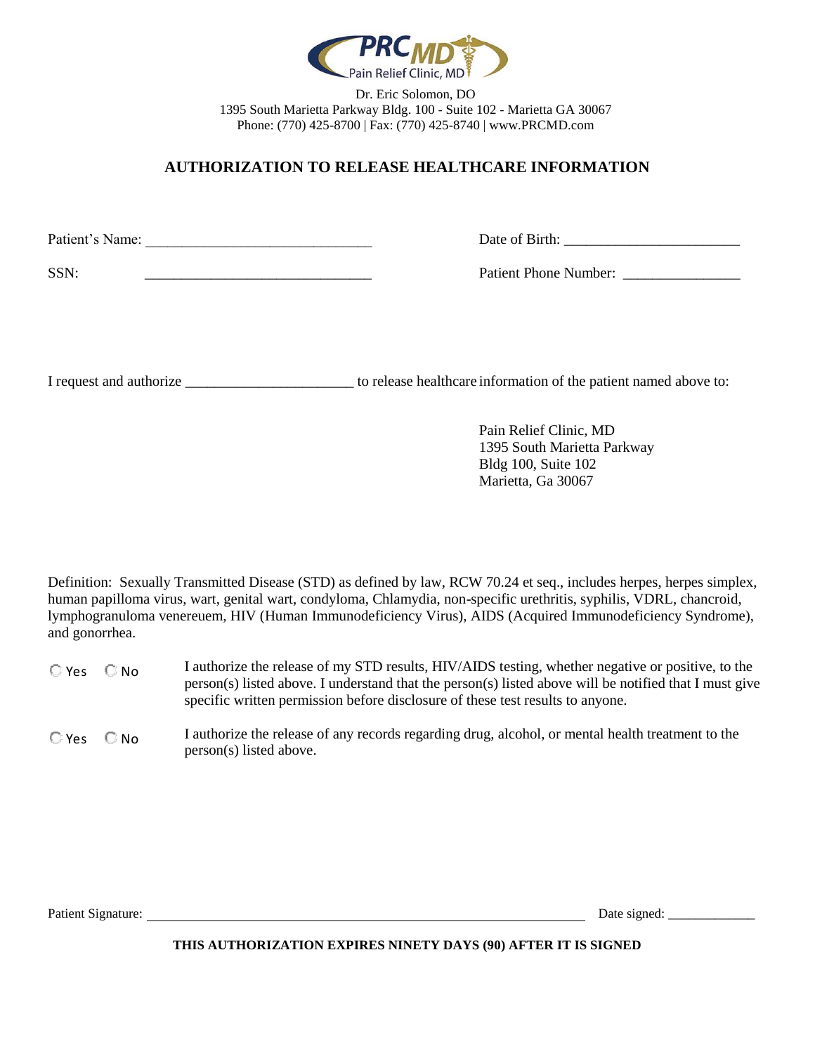PRC MD
Pain Relief Clinic, MD

Dr. Eric Solomon, DO
1395 South Marietta Parkway Bldg. 100 - Suite 102 - Marietta GA 30067
Phone: (770) 425-8700 | Fax: (770) 425-8740 | www.PRCMD.com

## AUTHORIZATION TO RELEASE HEALTHCARE INFORMATION

Patient's Name: ______________________________ Date of Birth: _______________________

SSN: ______________________________ Patient Phone Number: _______________

I request and authorize ______________________ to release healthcare information of the patient named above to:

Pain Relief Clinic, MD
1395 South Marietta Parkway
Bldg 100, Suite 102
Marietta, Ga 30067

Definition: Sexually Transmitted Disease (STD) as defined by law, RCW 70.24 et seq., includes herpes, herpes simplex, human papilloma virus, wart, genital wart, condyloma, Chlamydia, non-specific urethritis, syphilis, VDRL, chancroid, lymphogranuloma venereuem, HIV (Human Immunodeficiency Virus), AIDS (Acquired Immunodeficiency Syndrome), and gonorrhea.

○ Yes ○ No — I authorize the release of my STD results, HIV/AIDS testing, whether negative or positive, to the person(s) listed above. I understand that the person(s) listed above will be notified that I must give specific written permission before disclosure of these test results to anyone.

○ Yes ○ No — I authorize the release of any records regarding drug, alcohol, or mental health treatment to the person(s) listed above.

Patient Signature: ____________________________________________ Date signed: _____________

**THIS AUTHORIZATION EXPIRES NINETY DAYS (90) AFTER IT IS SIGNED**